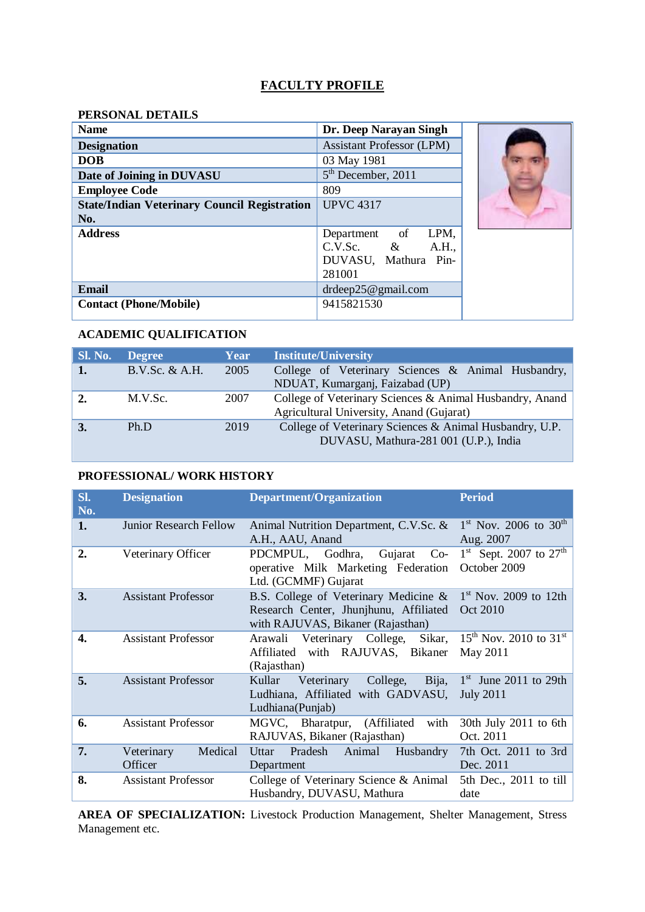# FACULTY PROFILE

## PERSONAL DETAILS

| | |
|---|---|
| **Name** | **Dr. Deep Narayan Singh** |
| **Designation** | Assistant Professor (LPM) |
| **DOB** | 03 May 1981 |
| **Date of Joining in DUVASU** | 5th December, 2011 |
| **Employee Code** | 809 |
| **State/Indian Veterinary Council Registration No.** | UPVC 4317 |
| **Address** | Department of LPM, C.V.Sc. & A.H., DUVASU, Mathura Pin-281001 |
| **Email** | drdeep25@gmail.com |
| **Contact (Phone/Mobile)** | 9415821530 |

## ACADEMIC QUALIFICATION

| Sl. No. | Degree | Year | Institute/University |
|---|---|---|---|
| **1.** | B.V.Sc. & A.H. | 2005 | College of Veterinary Sciences & Animal Husbandry, NDUAT, Kumarganj, Faizabad (UP) |
| **2.** | M.V.Sc. | 2007 | College of Veterinary Sciences & Animal Husbandry, Anand Agricultural University, Anand (Gujarat) |
| **3.** | Ph.D | 2019 | College of Veterinary Sciences & Animal Husbandry, U.P. DUVASU, Mathura-281 001 (U.P.), India |

## PROFESSIONAL/ WORK HISTORY

| Sl. No. | Designation | Department/Organization | Period |
|---|---|---|---|
| **1.** | Junior Research Fellow | Animal Nutrition Department, C.V.Sc. & A.H., AAU, Anand | 1st Nov. 2006 to 30th Aug. 2007 |
| **2.** | Veterinary Officer | PDCMPUL, Godhra, Gujarat Co-operative Milk Marketing Federation Ltd. (GCMMF) Gujarat | 1st Sept. 2007 to 27th October 2009 |
| **3.** | Assistant Professor | B.S. College of Veterinary Medicine & Research Center, Jhunjhunu, Affiliated with RAJUVAS, Bikaner (Rajasthan) | 1st Nov. 2009 to 12th Oct 2010 |
| **4.** | Assistant Professor | Arawali Veterinary College, Sikar, Affiliated with RAJUVAS, Bikaner (Rajasthan) | 15th Nov. 2010 to 31st May 2011 |
| **5.** | Assistant Professor | Kullar Veterinary College, Bija, Ludhiana, Affiliated with GADVASU, Ludhiana(Punjab) | 1st June 2011 to 29th July 2011 |
| **6.** | Assistant Professor | MGVC, Bharatpur, (Affiliated with RAJUVAS, Bikaner (Rajasthan) | 30th July 2011 to 6th Oct. 2011 |
| **7.** | Veterinary Medical Officer | Uttar Pradesh Animal Husbandry Department | 7th Oct. 2011 to 3rd Dec. 2011 |
| **8.** | Assistant Professor | College of Veterinary Science & Animal Husbandry, DUVASU, Mathura | 5th Dec., 2011 to till date |

**AREA OF SPECIALIZATION:** Livestock Production Management, Shelter Management, Stress Management etc.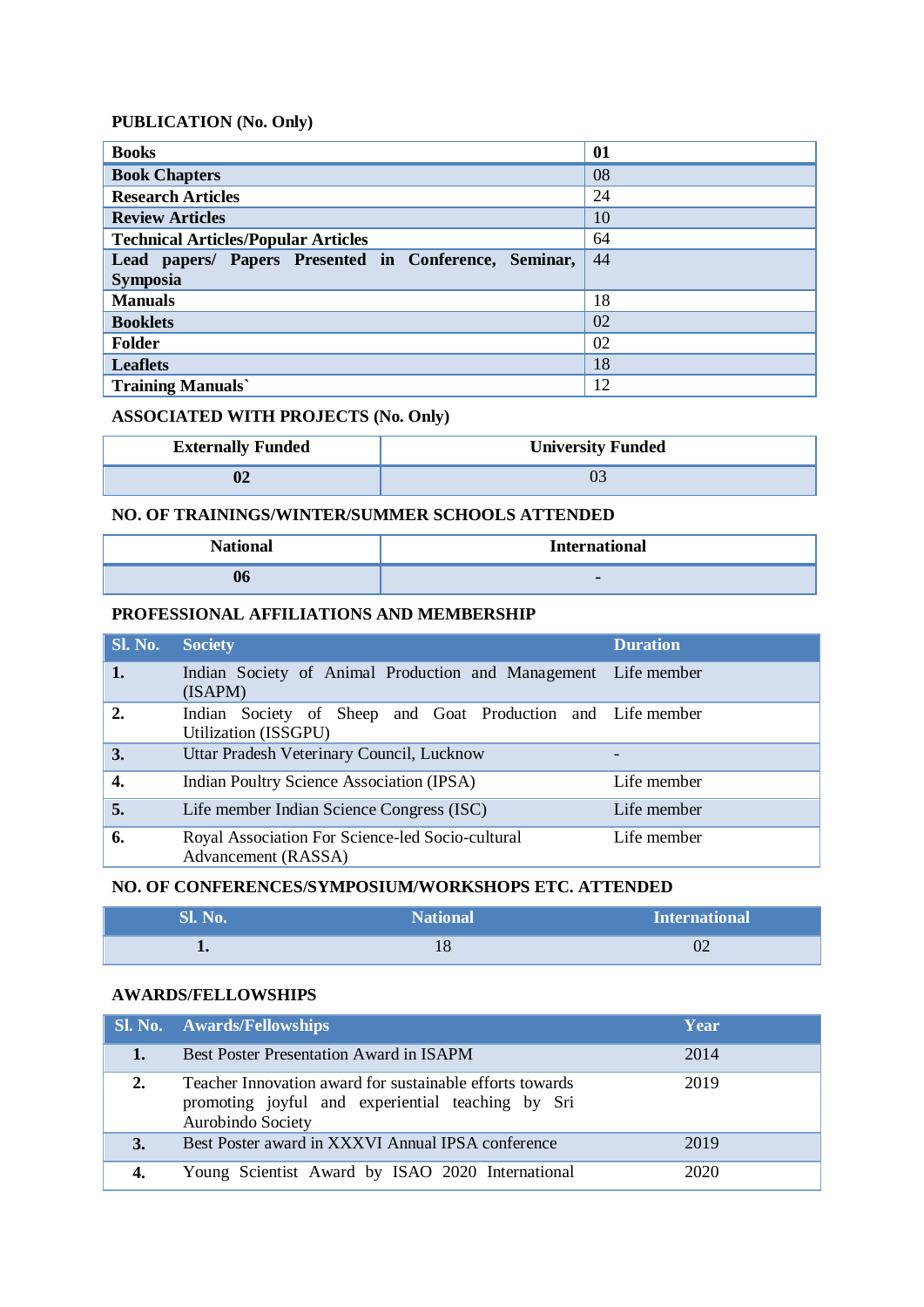## PUBLICATION (No. Only)

| | |
|---|---|
| **Books** | **01** |
| **Book Chapters** | 08 |
| **Research Articles** | 24 |
| **Review Articles** | 10 |
| **Technical Articles/Popular Articles** | 64 |
| **Lead papers/ Papers Presented in Conference, Seminar, Symposia** | 44 |
| **Manuals** | 18 |
| **Booklets** | 02 |
| **Folder** | 02 |
| **Leaflets** | 18 |
| **Training Manuals`** | 12 |

## ASSOCIATED WITH PROJECTS (No. Only)

| Externally Funded | University Funded |
|---|---|
| **02** | 03 |

## NO. OF TRAININGS/WINTER/SUMMER SCHOOLS ATTENDED

| National | International |
|---|---|
| **06** | - |

## PROFESSIONAL AFFILIATIONS AND MEMBERSHIP

| Sl. No. | Society | Duration |
|---|---|---|
| **1.** | Indian Society of Animal Production and Management (ISAPM) | Life member |
| **2.** | Indian Society of Sheep and Goat Production and Utilization (ISSGPU) | Life member |
| **3.** | Uttar Pradesh Veterinary Council, Lucknow | - |
| **4.** | Indian Poultry Science Association (IPSA) | Life member |
| **5.** | Life member Indian Science Congress (ISC) | Life member |
| **6.** | Royal Association For Science-led Socio-cultural Advancement (RASSA) | Life member |

## NO. OF CONFERENCES/SYMPOSIUM/WORKSHOPS ETC. ATTENDED

| Sl. No. | National | International |
|---|---|---|
| **1.** | 18 | 02 |

## AWARDS/FELLOWSHIPS

| Sl. No. | Awards/Fellowships | Year |
|---|---|---|
| **1.** | Best Poster Presentation Award in ISAPM | 2014 |
| **2.** | Teacher Innovation award for sustainable efforts towards promoting joyful and experiential teaching by Sri Aurobindo Society | 2019 |
| **3.** | Best Poster award in XXXVI Annual IPSA conference | 2019 |
| **4.** | Young Scientist Award by ISAO 2020 International | 2020 |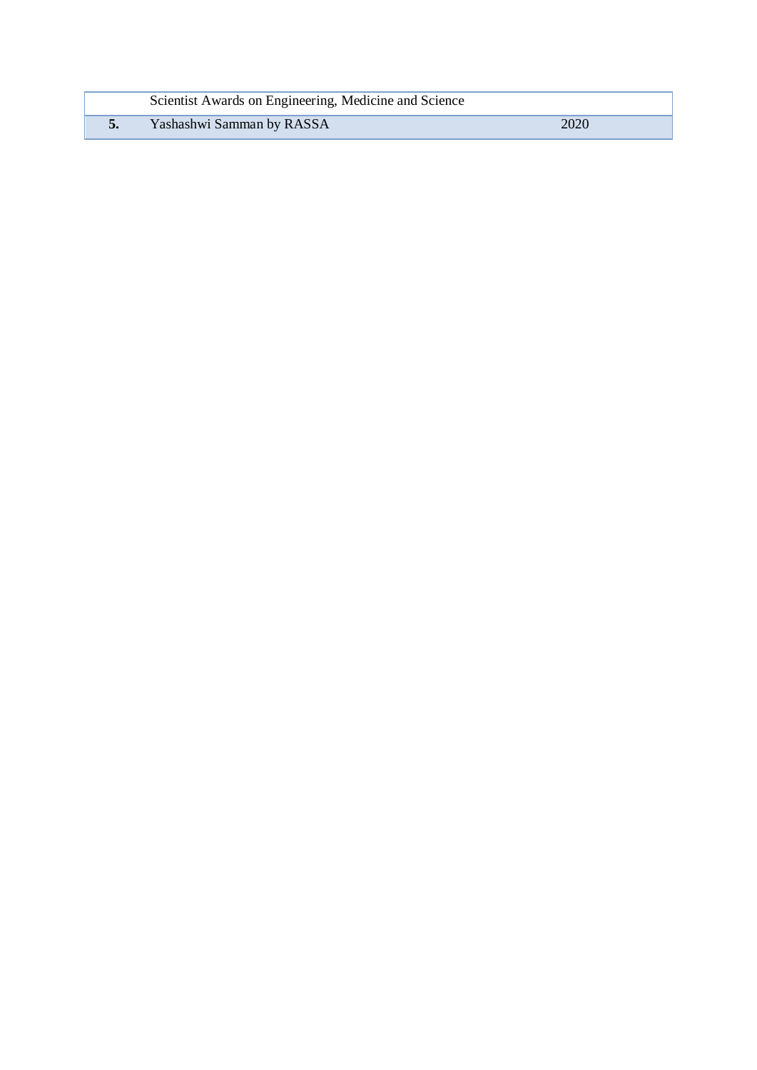| | | |
|---|---|---|
| | Scientist Awards on Engineering, Medicine and Science | |
| **5.** | Yashashwi Samman by RASSA | 2020 |